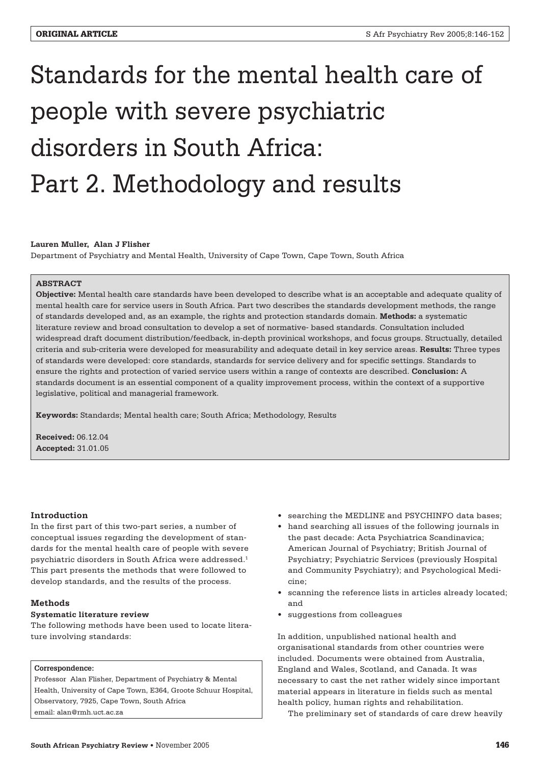**ORIGINAL ARTICLE**

# Standards for the mental health care of people with severe psychiatric disorders in South Africa: Part 2. Methodology and results

**Lauren Muller, Alan J Flisher**

Department of Psychiatry and Mental Health, University of Cape Town, Cape Town, South Africa

**ABSTRACT**

**Objective:** Mental health care standards have been developed to describe what is an acceptable and adequate quality of mental health care for service users in South Africa. Part two describes the standards development methods, the range of standards developed and, as an example, the rights and protection standards domain. **Methods:** a systematic literature review and broad consultation to develop a set of normative- based standards. Consultation included widespread draft document distribution/feedback, in-depth provincial workshops, and focus groups. Structurally, detailed criteria and sub-criteria were developed for measurability and adequate detail in key service areas. **Results:** Three types of standards were developed: core standards, standards for service delivery and for specific settings. Standards to ensure the rights and protection of varied service users within a range of contexts are described. **Conclusion:** A standards document is an essential component of a quality improvement process, within the context of a supportive legislative, political and managerial framework.

**Keywords:** Standards; Mental health care; South Africa; Methodology, Results

**Received:** 06.12.04
**Accepted:** 31.01.05

**Correspondence:**
Professor Alan Flisher, Department of Psychiatry & Mental Health, University of Cape Town, E364, Groote Schuur Hospital, Observatory, 7925, Cape Town, South Africa
email: alan@rmh.uct.ac.za

## Introduction

In the first part of this two-part series, a number of conceptual issues regarding the development of standards for the mental health care of people with severe psychiatric disorders in South Africa were addressed.[1] This part presents the methods that were followed to develop standards, and the results of the process.

## Methods

### Systematic literature review

The following methods have been used to locate literature involving standards:

- searching the MEDLINE and PSYCHINFO data bases;
- hand searching all issues of the following journals in the past decade: Acta Psychiatrica Scandinavica; American Journal of Psychiatry; British Journal of Psychiatry; Psychiatric Services (previously Hospital and Community Psychiatry); and Psychological Medicine;
- scanning the reference lists in articles already located; and
- suggestions from colleagues

In addition, unpublished national health and organisational standards from other countries were included. Documents were obtained from Australia, England and Wales, Scotland, and Canada. It was necessary to cast the net rather widely since important material appears in literature in fields such as mental health policy, human rights and rehabilitation.

The preliminary set of standards of care drew heavily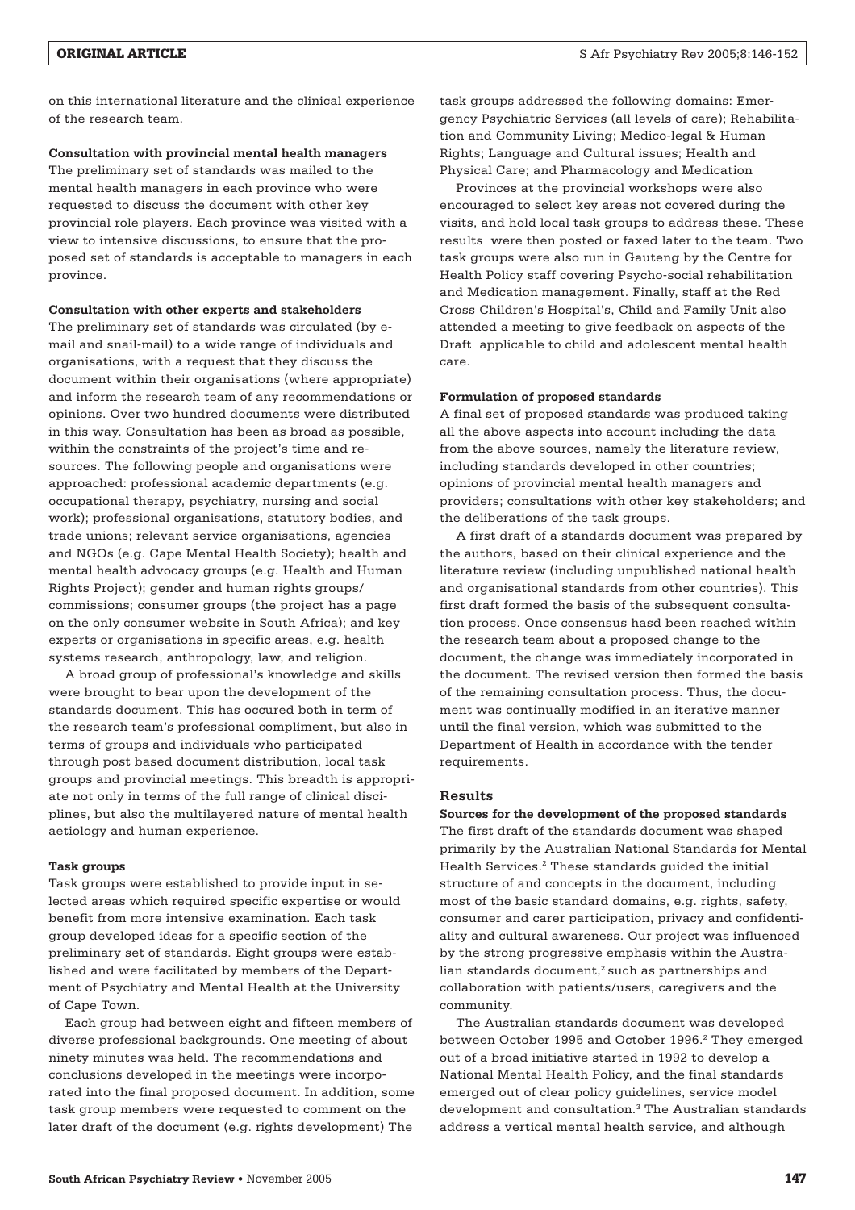on this international literature and the clinical experience of the research team.

**Consultation with provincial mental health managers**

The preliminary set of standards was mailed to the mental health managers in each province who were requested to discuss the document with other key provincial role players. Each province was visited with a view to intensive discussions, to ensure that the proposed set of standards is acceptable to managers in each province.

**Consultation with other experts and stakeholders**

The preliminary set of standards was circulated (by e-mail and snail-mail) to a wide range of individuals and organisations, with a request that they discuss the document within their organisations (where appropriate) and inform the research team of any recommendations or opinions. Over two hundred documents were distributed in this way. Consultation has been as broad as possible, within the constraints of the project's time and resources. The following people and organisations were approached: professional academic departments (e.g. occupational therapy, psychiatry, nursing and social work); professional organisations, statutory bodies, and trade unions; relevant service organisations, agencies and NGOs (e.g. Cape Mental Health Society); health and mental health advocacy groups (e.g. Health and Human Rights Project); gender and human rights groups/ commissions; consumer groups (the project has a page on the only consumer website in South Africa); and key experts or organisations in specific areas, e.g. health systems research, anthropology, law, and religion.

A broad group of professional's knowledge and skills were brought to bear upon the development of the standards document. This has occured both in term of the research team's professional compliment, but also in terms of groups and individuals who participated through post based document distribution, local task groups and provincial meetings. This breadth is appropriate not only in terms of the full range of clinical disciplines, but also the multilayered nature of mental health aetiology and human experience.

**Task groups**

Task groups were established to provide input in selected areas which required specific expertise or would benefit from more intensive examination. Each task group developed ideas for a specific section of the preliminary set of standards. Eight groups were established and were facilitated by members of the Department of Psychiatry and Mental Health at the University of Cape Town.

Each group had between eight and fifteen members of diverse professional backgrounds. One meeting of about ninety minutes was held. The recommendations and conclusions developed in the meetings were incorporated into the final proposed document. In addition, some task group members were requested to comment on the later draft of the document (e.g. rights development) The task groups addressed the following domains: Emergency Psychiatric Services (all levels of care); Rehabilitation and Community Living; Medico-legal & Human Rights; Language and Cultural issues; Health and Physical Care; and Pharmacology and Medication

Provinces at the provincial workshops were also encouraged to select key areas not covered during the visits, and hold local task groups to address these. These results were then posted or faxed later to the team. Two task groups were also run in Gauteng by the Centre for Health Policy staff covering Psycho-social rehabilitation and Medication management. Finally, staff at the Red Cross Children's Hospital's, Child and Family Unit also attended a meeting to give feedback on aspects of the Draft applicable to child and adolescent mental health care.

**Formulation of proposed standards**

A final set of proposed standards was produced taking all the above aspects into account including the data from the above sources, namely the literature review, including standards developed in other countries; opinions of provincial mental health managers and providers; consultations with other key stakeholders; and the deliberations of the task groups.

A first draft of a standards document was prepared by the authors, based on their clinical experience and the literature review (including unpublished national health and organisational standards from other countries). This first draft formed the basis of the subsequent consultation process. Once consensus hasd been reached within the research team about a proposed change to the document, the change was immediately incorporated in the document. The revised version then formed the basis of the remaining consultation process. Thus, the document was continually modified in an iterative manner until the final version, which was submitted to the Department of Health in accordance with the tender requirements.

## Results

**Sources for the development of the proposed standards**

The first draft of the standards document was shaped primarily by the Australian National Standards for Mental Health Services.[2] These standards guided the initial structure of and concepts in the document, including most of the basic standard domains, e.g. rights, safety, consumer and carer participation, privacy and confidentiality and cultural awareness. Our project was influenced by the strong progressive emphasis within the Australian standards document,[2] such as partnerships and collaboration with patients/users, caregivers and the community.

The Australian standards document was developed between October 1995 and October 1996.[2] They emerged out of a broad initiative started in 1992 to develop a National Mental Health Policy, and the final standards emerged out of clear policy guidelines, service model development and consultation.[3] The Australian standards address a vertical mental health service, and although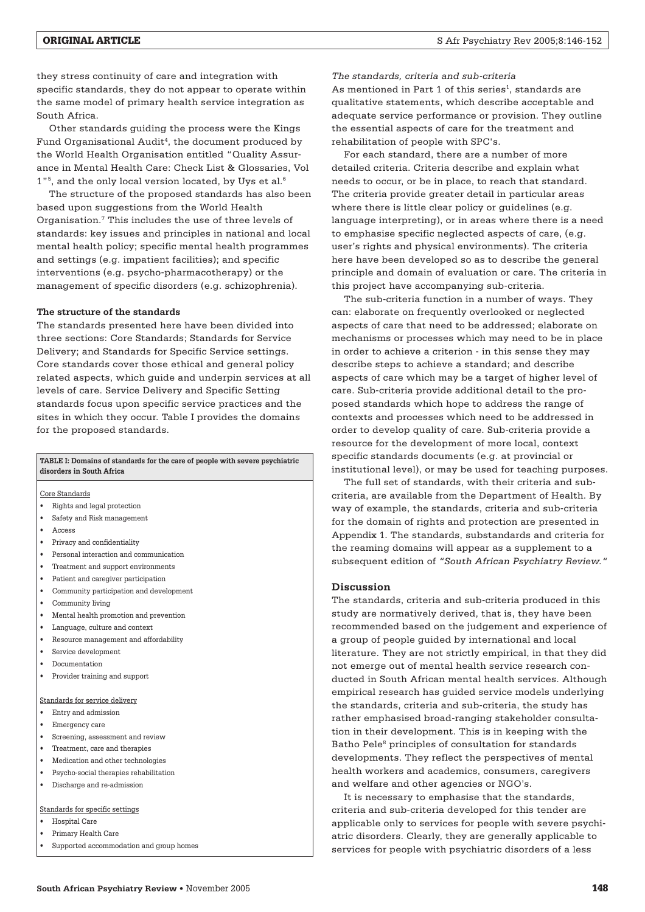they stress continuity of care and integration with specific standards, they do not appear to operate within the same model of primary health service integration as South Africa.

Other standards guiding the process were the Kings Fund Organisational Audit[4], the document produced by the World Health Organisation entitled "Quality Assurance in Mental Health Care: Check List & Glossaries, Vol 1"[5], and the only local version located, by Uys et al.[6]

The structure of the proposed standards has also been based upon suggestions from the World Health Organisation.[7] This includes the use of three levels of standards: key issues and principles in national and local mental health policy; specific mental health programmes and settings (e.g. impatient facilities); and specific interventions (e.g. psycho-pharmacotherapy) or the management of specific disorders (e.g. schizophrenia).

**The structure of the standards**

The standards presented here have been divided into three sections: Core Standards; Standards for Service Delivery; and Standards for Specific Service settings. Core standards cover those ethical and general policy related aspects, which guide and underpin services at all levels of care. Service Delivery and Specific Setting standards focus upon specific service practices and the sites in which they occur. Table I provides the domains for the proposed standards.

**TABLE I: Domains of standards for the care of people with severe psychiatric disorders in South Africa**

Core Standards

- Rights and legal protection
- Safety and Risk management
- Access
- Privacy and confidentiality
- Personal interaction and communication
- Treatment and support environments
- Patient and caregiver participation
- Community participation and development
- Community living
- Mental health promotion and prevention
- Language, culture and context
- Resource management and affordability
- Service development
- Documentation
- Provider training and support

Standards for service delivery

- Entry and admission
- Emergency care
- Screening, assessment and review
- Treatment, care and therapies
- Medication and other technologies
- Psycho-social therapies rehabilitation
- Discharge and re-admission

Standards for specific settings

- Hospital Care
- Primary Health Care
- Supported accommodation and group homes

*The standards, criteria and sub-criteria*

As mentioned in Part 1 of this series[1], standards are qualitative statements, which describe acceptable and adequate service performance or provision. They outline the essential aspects of care for the treatment and rehabilitation of people with SPC's.

For each standard, there are a number of more detailed criteria. Criteria describe and explain what needs to occur, or be in place, to reach that standard. The criteria provide greater detail in particular areas where there is little clear policy or guidelines (e.g. language interpreting), or in areas where there is a need to emphasise specific neglected aspects of care, (e.g. user's rights and physical environments). The criteria here have been developed so as to describe the general principle and domain of evaluation or care. The criteria in this project have accompanying sub-criteria.

The sub-criteria function in a number of ways. They can: elaborate on frequently overlooked or neglected aspects of care that need to be addressed; elaborate on mechanisms or processes which may need to be in place in order to achieve a criterion - in this sense they may describe steps to achieve a standard; and describe aspects of care which may be a target of higher level of care. Sub-criteria provide additional detail to the proposed standards which hope to address the range of contexts and processes which need to be addressed in order to develop quality of care. Sub-criteria provide a resource for the development of more local, context specific standards documents (e.g. at provincial or institutional level), or may be used for teaching purposes.

The full set of standards, with their criteria and sub-criteria, are available from the Department of Health. By way of example, the standards, criteria and sub-criteria for the domain of rights and protection are presented in Appendix 1. The standards, substandards and criteria for the reaming domains will appear as a supplement to a subsequent edition of *"South African Psychiatry Review."*

## Discussion

The standards, criteria and sub-criteria produced in this study are normatively derived, that is, they have been recommended based on the judgement and experience of a group of people guided by international and local literature. They are not strictly empirical, in that they did not emerge out of mental health service research conducted in South African mental health services. Although empirical research has guided service models underlying the standards, criteria and sub-criteria, the study has rather emphasised broad-ranging stakeholder consultation in their development. This is in keeping with the Batho Pele[8] principles of consultation for standards developments. They reflect the perspectives of mental health workers and academics, consumers, caregivers and welfare and other agencies or NGO's.

It is necessary to emphasise that the standards, criteria and sub-criteria developed for this tender are applicable only to services for people with severe psychiatric disorders. Clearly, they are generally applicable to services for people with psychiatric disorders of a less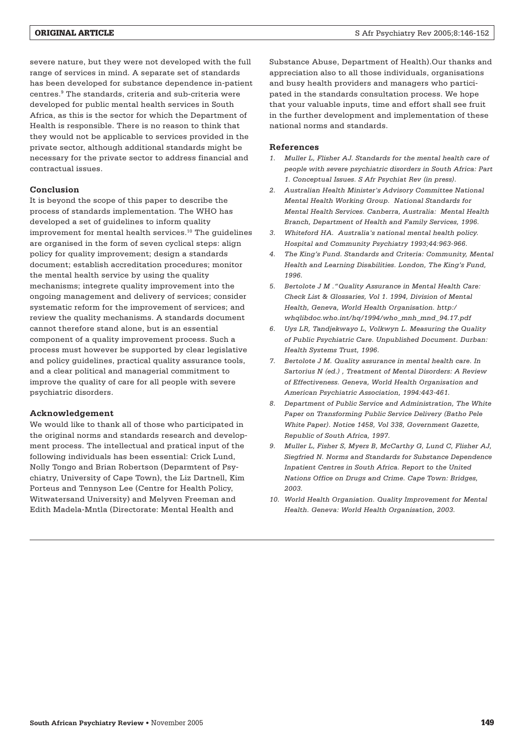severe nature, but they were not developed with the full range of services in mind. A separate set of standards has been developed for substance dependence in-patient centres.[9] The standards, criteria and sub-criteria were developed for public mental health services in South Africa, as this is the sector for which the Department of Health is responsible. There is no reason to think that they would not be applicable to services provided in the private sector, although additional standards might be necessary for the private sector to address financial and contractual issues.

### Conclusion

It is beyond the scope of this paper to describe the process of standards implementation. The WHO has developed a set of guidelines to inform quality improvement for mental health services.[10] The guidelines are organised in the form of seven cyclical steps: align policy for quality improvement; design a standards document; establish accreditation procedures; monitor the mental health service by using the quality mechanisms; integrete quality improvement into the ongoing management and delivery of services; consider systematic reform for the improvement of services; and review the quality mechanisms. A standards document cannot therefore stand alone, but is an essential component of a quality improvement process. Such a process must however be supported by clear legislative and policy guidelines, practical quality assurance tools, and a clear political and managerial commitment to improve the quality of care for all people with severe psychiatric disorders.

### Acknowledgement

We would like to thank all of those who participated in the original norms and standards research and development process. The intellectual and pratical input of the following individuals has been essential: Crick Lund, Nolly Tongo and Brian Robertson (Deparmtent of Psychiatry, University of Cape Town), the Liz Dartnell, Kim Porteus and Tennyson Lee (Centre for Health Policy, Witwatersand University) and Melyven Freeman and Edith Madela-Mntla (Directorate: Mental Health and Substance Abuse, Department of Health).Our thanks and appreciation also to all those individuals, organisations and busy health providers and managers who participated in the standards consultation process. We hope that your valuable inputs, time and effort shall see fruit in the further development and implementation of these national norms and standards.

### References

1. *Muller L, Flisher AJ. Standards for the mental health care of people with severe psychiatric disorders in South Africa: Part 1. Conceptual Issues. S Afr Psychiat Rev (in press).*
2. *Australian Health Minister's Advisory Committee National Mental Health Working Group. National Standards for Mental Health Services. Canberra, Australia: Mental Health Branch, Department of Health and Family Services, 1996.*
3. *Whiteford HA. Australia's national mental health policy. Hospital and Community Psychiatry 1993;44:963-966.*
4. *The King's Fund. Standards and Criteria: Community, Mental Health and Learning Disabilities. London, The King's Fund, 1996.*
5. *Bertolote J M ."Quality Assurance in Mental Health Care: Check List & Glossaries, Vol 1. 1994, Division of Mental Health, Geneva, World Health Organisation. http:/ whqlibdoc.who.int/hq/1994/who_mnh_mnd_94.17.pdf*
6. *Uys LR, Tandjekwayo L, Volkwyn L. Measuring the Quality of Public Psychiatric Care. Unpublished Document. Durban: Health Systems Trust, 1996.*
7. *Bertolote J M. Quality assurance in mental health care. In Sartorius N (ed.) , Treatment of Mental Disorders: A Review of Effectiveness. Geneva, World Health Organisation and American Psychiatric Association, 1994:443-461.*
8. *Department of Public Service and Administration, The White Paper on Transforming Public Service Delivery (Batho Pele White Paper). Notice 1458, Vol 338, Government Gazette, Republic of South Africa, 1997.*
9. *Muller L, Fisher S, Myers B, McCarthy G, Lund C, Flisher AJ, Siegfried N. Norms and Standards for Substance Dependence Inpatient Centres in South Africa. Report to the United Nations Office on Drugs and Crime. Cape Town: Bridges, 2003.*
10. *World Health Organiation. Quality Improvement for Mental Health. Geneva: World Health Organisation, 2003.*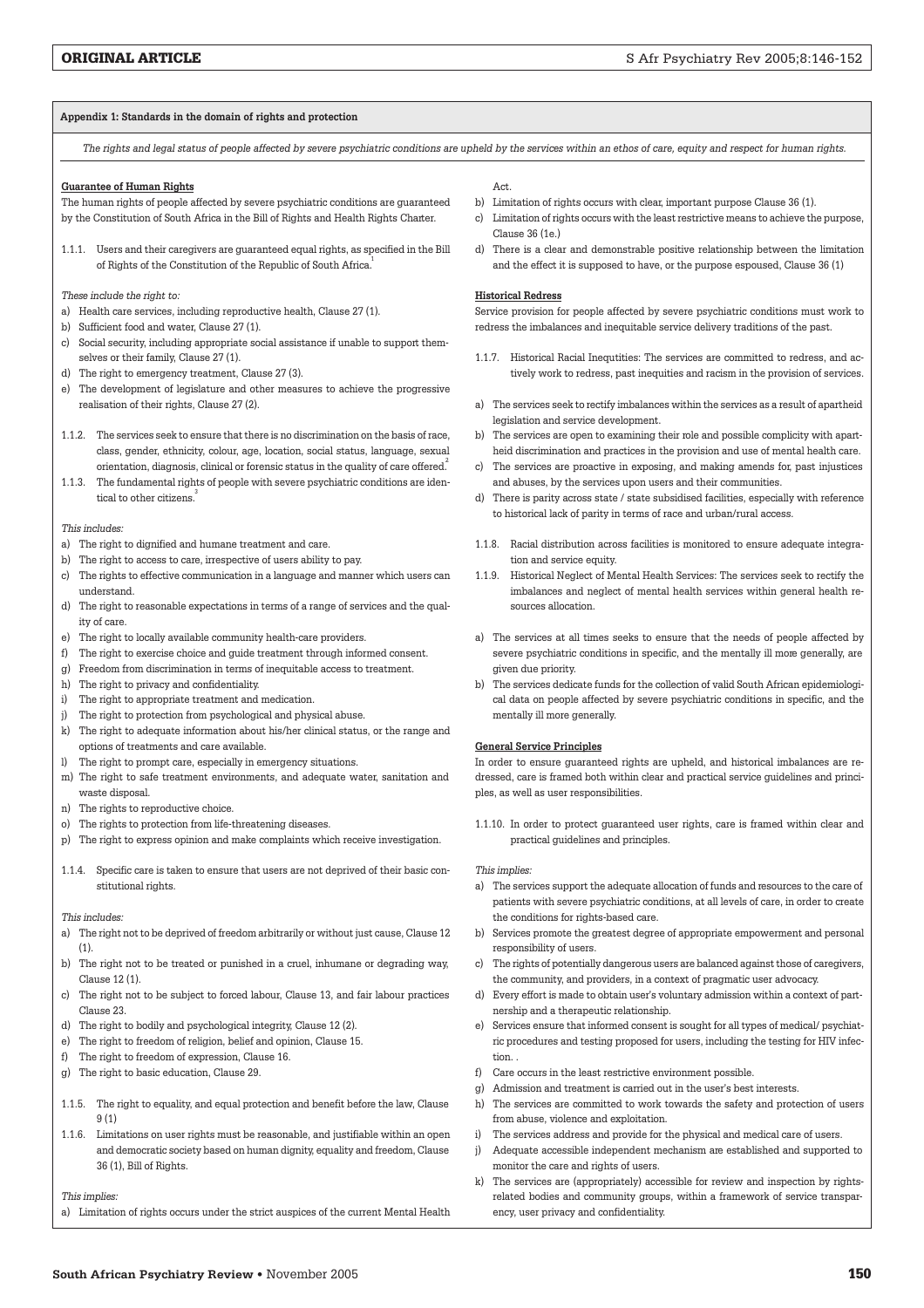**Appendix 1: Standards in the domain of rights and protection**

*The rights and legal status of people affected by severe psychiatric conditions are upheld by the services within an ethos of care, equity and respect for human rights.*

**Guarantee of Human Rights**

The human rights of people affected by severe psychiatric conditions are guaranteed by the Constitution of South Africa in the Bill of Rights and Health Rights Charter.

1.1.1. Users and their caregivers are guaranteed equal rights, as specified in the Bill of Rights of the Constitution of the Republic of South Africa.[1]

*These include the right to:*

a) Health care services, including reproductive health, Clause 27 (1).
b) Sufficient food and water, Clause 27 (1).
c) Social security, including appropriate social assistance if unable to support themselves or their family, Clause 27 (1).
d) The right to emergency treatment, Clause 27 (3).
e) The development of legislature and other measures to achieve the progressive realisation of their rights, Clause 27 (2).

1.1.2. The services seek to ensure that there is no discrimination on the basis of race, class, gender, ethnicity, colour, age, location, social status, language, sexual orientation, diagnosis, clinical or forensic status in the quality of care offered.[2]

1.1.3. The fundamental rights of people with severe psychiatric conditions are identical to other citizens.[3]

*This includes:*

a) The right to dignified and humane treatment and care.
b) The right to access to care, irrespective of users ability to pay.
c) The rights to effective communication in a language and manner which users can understand.
d) The right to reasonable expectations in terms of a range of services and the quality of care.
e) The right to locally available community health-care providers.
f) The right to exercise choice and guide treatment through informed consent.
g) Freedom from discrimination in terms of inequitable access to treatment.
h) The right to privacy and confidentiality.
i) The right to appropriate treatment and medication.
j) The right to protection from psychological and physical abuse.
k) The right to adequate information about his/her clinical status, or the range and options of treatments and care available.
l) The right to prompt care, especially in emergency situations.
m) The right to safe treatment environments, and adequate water, sanitation and waste disposal.
n) The rights to reproductive choice.
o) The rights to protection from life-threatening diseases.
p) The right to express opinion and make complaints which receive investigation.

1.1.4. Specific care is taken to ensure that users are not deprived of their basic constitutional rights.

*This includes:*

a) The right not to be deprived of freedom arbitrarily or without just cause, Clause 12 (1).
b) The right not to be treated or punished in a cruel, inhumane or degrading way, Clause 12 (1).
c) The right not to be subject to forced labour, Clause 13, and fair labour practices Clause 23.
d) The right to bodily and psychological integrity, Clause 12 (2).
e) The right to freedom of religion, belief and opinion, Clause 15.
f) The right to freedom of expression, Clause 16.
g) The right to basic education, Clause 29.

1.1.5. The right to equality, and equal protection and benefit before the law, Clause 9 (1)

1.1.6. Limitations on user rights must be reasonable, and justifiable within an open and democratic society based on human dignity, equality and freedom, Clause 36 (1), Bill of Rights.

*This implies:*

a) Limitation of rights occurs under the strict auspices of the current Mental Health Act.
b) Limitation of rights occurs with clear, important purpose Clause 36 (1).
c) Limitation of rights occurs with the least restrictive means to achieve the purpose, Clause 36 (1e.)
d) There is a clear and demonstrable positive relationship between the limitation and the effect it is supposed to have, or the purpose espoused, Clause 36 (1)

**Historical Redress**

Service provision for people affected by severe psychiatric conditions must work to redress the imbalances and inequitable service delivery traditions of the past.

1.1.7. Historical Racial Inequities: The services are committed to redress, and actively work to redress, past inequities and racism in the provision of services.

a) The services seek to rectify imbalances within the services as a result of apartheid legislation and service development.
b) The services are open to examining their role and possible complicity with apartheid discrimination and practices in the provision and use of mental health care.
c) The services are proactive in exposing, and making amends for, past injustices and abuses, by the services upon users and their communities.
d) There is parity across state / state subsidised facilities, especially with reference to historical lack of parity in terms of race and urban/rural access.

1.1.8. Racial distribution across facilities is monitored to ensure adequate integration and service equity.

1.1.9. Historical Neglect of Mental Health Services: The services seek to rectify the imbalances and neglect of mental health services within general health resources allocation.

a) The services at all times seeks to ensure that the needs of people affected by severe psychiatric conditions in specific, and the mentally ill more generally, are given due priority.
b) The services dedicate funds for the collection of valid South African epidemiological data on people affected by severe psychiatric conditions in specific, and the mentally ill more generally.

**General Service Principles**

In order to ensure guaranteed rights are upheld, and historical imbalances are redressed, care is framed both within clear and practical service guidelines and principles, as well as user responsibilities.

1.1.10. In order to protect guaranteed user rights, care is framed within clear and practical guidelines and principles.

*This implies:*

a) The services support the adequate allocation of funds and resources to the care of patients with severe psychiatric conditions, at all levels of care, in order to create the conditions for rights-based care.
b) Services promote the greatest degree of appropriate empowerment and personal responsibility of users.
c) The rights of potentially dangerous users are balanced against those of caregivers, the community, and providers, in a context of pragmatic user advocacy.
d) Every effort is made to obtain user's voluntary admission within a context of partnership and a therapeutic relationship.
e) Services ensure that informed consent is sought for all types of medical/ psychiatric procedures and testing proposed for users, including the testing for HIV infection. .
f) Care occurs in the least restrictive environment possible.
g) Admission and treatment is carried out in the user's best interests.
h) The services are committed to work towards the safety and protection of users from abuse, violence and exploitation.
i) The services address and provide for the physical and medical care of users.
j) Adequate accessible independent mechanism are established and supported to monitor the care and rights of users.
k) The services are (appropriately) accessible for review and inspection by rights-related bodies and community groups, within a framework of service transparency, user privacy and confidentiality.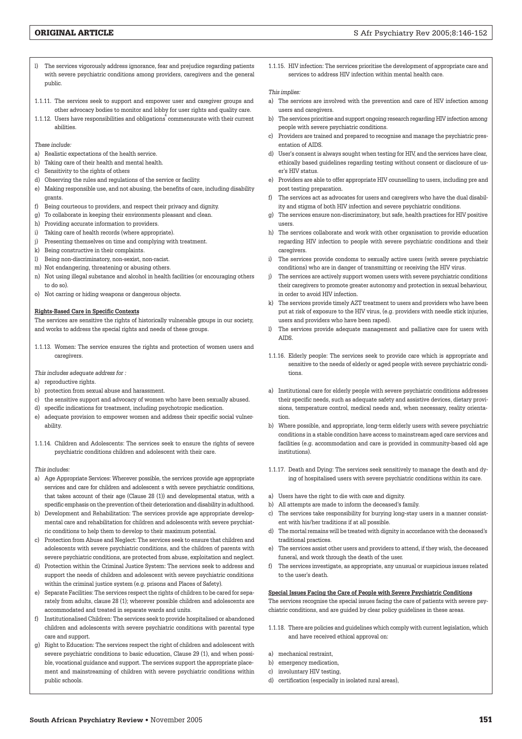l) The services vigorously address ignorance, fear and prejudice regarding patients with severe psychiatric conditions among providers, caregivers and the general public.

1.1.11. The services seek to support and empower user and caregiver groups and other advocacy bodies to monitor and lobby for user rights and quality care.

1.1.12. Users have responsibilities and obligations[4] commensurate with their current abilities.

*These include:*

a) Realistic expectations of the health service.
b) Taking care of their health and mental health.
c) Sensitivity to the rights of others
d) Observing the rules and regulations of the service or facility.
e) Making responsible use, and not abusing, the benefits of care, including disability grants.
f) Being courteous to providers, and respect their privacy and dignity.
g) To collaborate in keeping their environments pleasant and clean.
h) Providing accurate information to providers.
i) Taking care of health records (where appropriate).
j) Presenting themselves on time and complying with treatment.
k) Being constructive in their complaints.
l) Being non-discriminatory, non-sexist, non-racist.
m) Not endangering, threatening or abusing others.
n) Not using illegal substance and alcohol in health facilities (or encouraging others to do so).
o) Not carring or hiding weapons or dangerous objects.

**Rights-Based Care in Specific Contexts**

The services are sensitive the rights of historically vulnerable groups in our society, and works to address the special rights and needs of these groups.

1.1.13. Women: The service ensures the rights and protection of women users and caregivers.

*This includes adequate address for :*

a) reproductive rights.
b) protection from sexual abuse and harassment.
c) the sensitive support and advocacy of women who have been sexually abused.
d) specific indications for treatment, including psychotropic medication.
e) adequate provision to empower women and address their specific social vulnerability.

1.1.14. Children and Adolescents: The services seek to ensure the rights of severe psychiatric conditions children and adolescent with their care.

*This includes:*

a) Age Appropriate Services: Wherever possible, the services provide age appropriate services and care for children and adolescent s with severe psychiatric conditions, that takes account of their age (Clause 28 (1)) and developmental status, with a specific emphasis on the prevention of their deterioration and disability in adulthood.
b) Development and Rehabilitation: The services provide age appropriate developmental care and rehabilitation for children and adolescents with severe psychiatric conditions to help them to develop to their maximum potential.
c) Protection from Abuse and Neglect: The services seek to ensure that children and adolescents with severe psychiatric conditions, and the children of parents with severe psychiatric conditions, are protected from abuse, exploitation and neglect.
d) Protection within the Criminal Justice System: The services seek to address and support the needs of children and adolescent with severe psychiatric conditions within the criminal justice system (e.g. prisons and Places of Safety).
e) Separate Facilities: The services respect the rights of children to be cared for separately from adults, clause 28 (1); wherever possible children and adolescents are accommodated and treated in separate wards and units.
f) Institutionalised Children: The services seek to provide hospitalised or abandoned children and adolescents with severe psychiatric conditions with parental type care and support.
g) Right to Education: The services respect the right of children and adolescent with severe psychiatric conditions to basic education, Clause 29 (1), and when possible, vocational guidance and support. The services support the appropriate placement and mainstreaming of children with severe psychiatric conditions within public schools.

1.1.15. HIV infection: The services prioritise the development of appropriate care and services to address HIV infection within mental health care.

*This implies:*

a) The services are involved with the prevention and care of HIV infection among users and caregivers.
b) The services prioritise and support ongoing research regarding HIV infection among people with severe psychiatric conditions.
c) Providers are trained and prepared to recognise and manage the psychiatric presentation of AIDS.
d) User's consent is always sought when testing for HIV, and the services have clear, ethically based guidelines regarding testing without consent or disclosure of user's HIV status.
e) Providers are able to offer appropriate HIV counselling to users, including pre and post testing preparation.
f) The services act as advocates for users and caregivers who have the dual disability and stigma of both HIV infection and severe psychiatric conditions.
g) The services ensure non-discriminatory, but safe, health practices for HIV positive users.
h) The services collaborate and work with other organisation to provide education regarding HIV infection to people with severe psychiatric conditions and their caregivers.
i) The services provide condoms to sexually active users (with severe psychiatric conditions) who are in danger of transmitting or receiving the HIV virus.
j) The services are actively support women users with severe psychiatric conditions their caregivers to promote greater autonomy and protection in sexual behaviour, in order to avoid HIV infection.
k) The services provide timely AZT treatment to users and providers who have been put at risk of exposure to the HIV virus, (e.g. providers with needle stick injuries, users and providers who have been raped).
l) The services provide adequate management and palliative care for users with AIDS.

1.1.16. Elderly people: The services seek to provide care which is appropriate and sensitive to the needs of elderly or aged people with severe psychiatric conditions.

a) Institutional care for elderly people with severe psychiatric conditions addresses their specific needs, such as adequate safety and assistive devices, dietary provisions, temperature control, medical needs and, when necessary, reality orientation.
b) Where possible, and appropriate, long-term elderly users with severe psychiatric conditions in a stable condition have access to mainstream aged care services and facilities (e.g. accommodation and care is provided in community-based old age institutions).

1.1.17. Death and Dying: The services seek sensitively to manage the death and dying of hospitalised users with severe psychiatric conditions within its care.

a) Users have the right to die with care and dignity.
b) All attempts are made to inform the deceased's family.
c) The services take responsibility for burying long-stay users in a manner consistent with his/her traditions if at all possible.
d) The mortal remains will be treated with dignity in accordance with the deceased's traditional practices.
e) The services assist other users and providers to attend, if they wish, the deceased funeral, and work through the death of the user.
f) The services investigate, as appropriate, any unusual or suspicious issues related to the user's death.

**Special Issues Facing the Care of People with Severe Psychiatric Conditions**

The services recognise the special issues facing the care of patients with severe psychiatric conditions, and are guided by clear policy guidelines in these areas.

1.1.18. There are policies and guidelines which comply with current legislation, which and have received ethical approval on:

a) mechanical restraint,
b) emergency medication,
c) involuntary HIV testing,
d) certification (especially in isolated rural areas),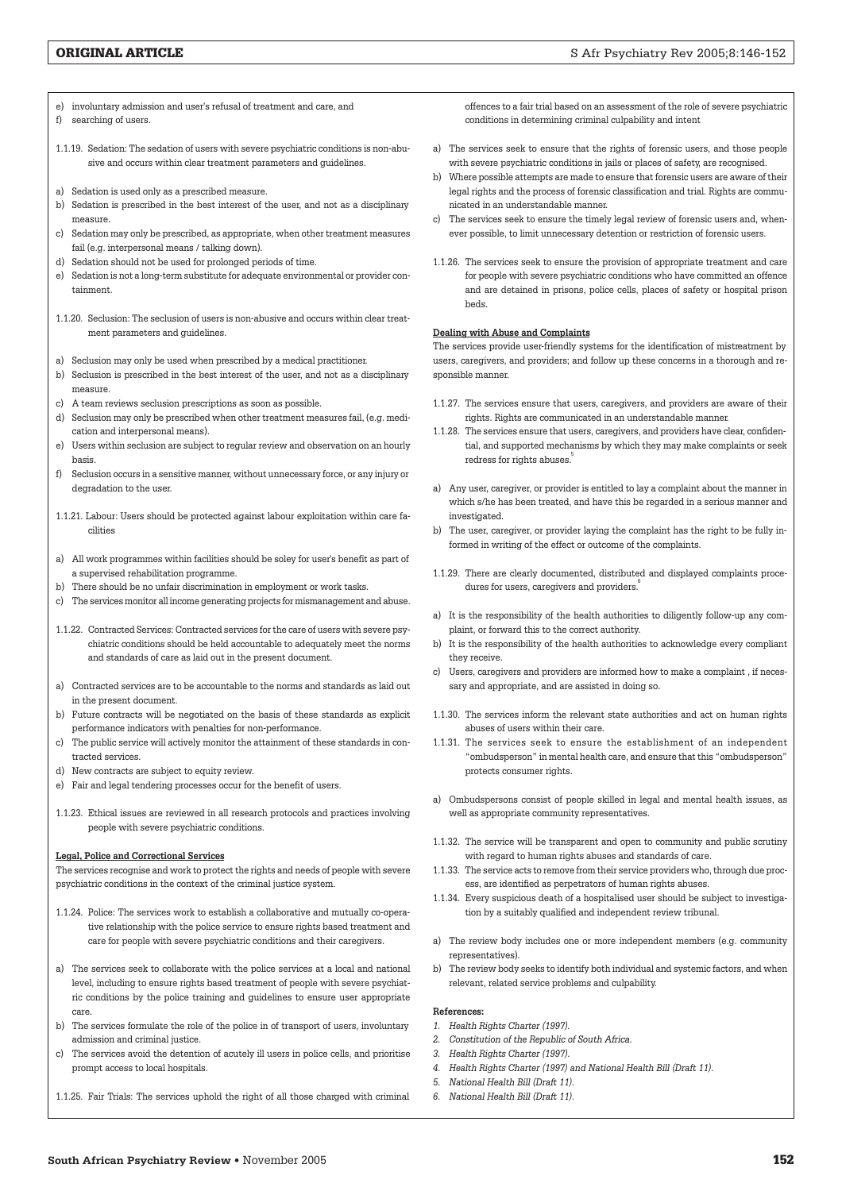e) involuntary admission and user's refusal of treatment and care, and
f) searching of users.

1.1.19. Sedation: The sedation of users with severe psychiatric conditions is non-abusive and occurs within clear treatment parameters and guidelines.

a) Sedation is used only as a prescribed measure.
b) Sedation is prescribed in the best interest of the user, and not as a disciplinary measure.
c) Sedation may only be prescribed, as appropriate, when other treatment measures fail (e.g. interpersonal means / talking down).
d) Sedation should not be used for prolonged periods of time.
e) Sedation is not a long-term substitute for adequate environmental or provider containment.

1.1.20. Seclusion: The seclusion of users is non-abusive and occurs within clear treatment parameters and guidelines.

a) Seclusion may only be used when prescribed by a medical practitioner.
b) Seclusion is prescribed in the best interest of the user, and not as a disciplinary measure.
c) A team reviews seclusion prescriptions as soon as possible.
d) Seclusion may only be prescribed when other treatment measures fail, (e.g. medication and interpersonal means).
e) Users within seclusion are subject to regular review and observation on an hourly basis.
f) Seclusion occurs in a sensitive manner, without unnecessary force, or any injury or degradation to the user.

1.1.21. Labour: Users should be protected against labour exploitation within care facilities

a) All work programmes within facilities should be soley for user's benefit as part of a supervised rehabilitation programme.
b) There should be no unfair discrimination in employment or work tasks.
c) The services monitor all income generating projects for mismanagement and abuse.

1.1.22. Contracted Services: Contracted services for the care of users with severe psychiatric conditions should be held accountable to adequately meet the norms and standards of care as laid out in the present document.

a) Contracted services are to be accountable to the norms and standards as laid out in the present document.
b) Future contracts will be negotiated on the basis of these standards as explicit performance indicators with penalties for non-performance.
c) The public service will actively monitor the attainment of these standards in contracted services.
d) New contracts are subject to equity review.
e) Fair and legal tendering processes occur for the benefit of users.

1.1.23. Ethical issues are reviewed in all research protocols and practices involving people with severe psychiatric conditions.

**Legal, Police and Correctional Services**

The services recognise and work to protect the rights and needs of people with severe psychiatric conditions in the context of the criminal justice system.

1.1.24. Police: The services work to establish a collaborative and mutually co-operative relationship with the police service to ensure rights based treatment and care for people with severe psychiatric conditions and their caregivers.

a) The services seek to collaborate with the police services at a local and national level, including to ensure rights based treatment of people with severe psychiatric conditions by the police training and guidelines to ensure user appropriate care.
b) The services formulate the role of the police in of transport of users, involuntary admission and criminal justice.
c) The services avoid the detention of acutely ill users in police cells, and prioritise prompt access to local hospitals.

1.1.25. Fair Trials: The services uphold the right of all those charged with criminal offences to a fair trial based on an assessment of the role of severe psychiatric conditions in determining criminal culpability and intent

a) The services seek to ensure that the rights of forensic users, and those people with severe psychiatric conditions in jails or places of safety, are recognised.
b) Where possible attempts are made to ensure that forensic users are aware of their legal rights and the process of forensic classification and trial. Rights are communicated in an understandable manner.
c) The services seek to ensure the timely legal review of forensic users and, whenever possible, to limit unnecessary detention or restriction of forensic users.

1.1.26. The services seek to ensure the provision of appropriate treatment and care for people with severe psychiatric conditions who have committed an offence and are detained in prisons, police cells, places of safety or hospital prison beds.

**Dealing with Abuse and Complaints**

The services provide user-friendly systems for the identification of mistreatment by users, caregivers, and providers; and follow up these concerns in a thorough and responsible manner.

1.1.27. The services ensure that users, caregivers, and providers are aware of their rights. Rights are communicated in an understandable manner.

1.1.28. The services ensure that users, caregivers, and providers have clear, confidential, and supported mechanisms by which they may make complaints or seek redress for rights abuses.[5]

a) Any user, caregiver, or provider is entitled to lay a complaint about the manner in which s/he has been treated, and have this be regarded in a serious manner and investigated.
b) The user, caregiver, or provider laying the complaint has the right to be fully informed in writing of the effect or outcome of the complaints.

1.1.29. There are clearly documented, distributed and displayed complaints procedures for users, caregivers and providers.[6]

a) It is the responsibility of the health authorities to diligently follow-up any complaint, or forward this to the correct authority.
b) It is the responsibility of the health authorities to acknowledge every compliant they receive.
c) Users, caregivers and providers are informed how to make a complaint , if necessary and appropriate, and are assisted in doing so.

1.1.30. The services inform the relevant state authorities and act on human rights abuses of users within their care.

1.1.31. The services seek to ensure the establishment of an independent "ombudsperson" in mental health care, and ensure that this "ombudsperson" protects consumer rights.

a) Ombudspersons consist of people skilled in legal and mental health issues, as well as appropriate community representatives.

1.1.32. The service will be transparent and open to community and public scrutiny with regard to human rights abuses and standards of care.

1.1.33. The service acts to remove from their service providers who, through due process, are identified as perpetrators of human rights abuses.

1.1.34. Every suspicious death of a hospitalised user should be subject to investigation by a suitably qualified and independent review tribunal.

a) The review body includes one or more independent members (e.g. community representatives).
b) The review body seeks to identify both individual and systemic factors, and when relevant, related service problems and culpability.

**References:**

1. *Health Rights Charter (1997).*
2. *Constitution of the Republic of South Africa.*
3. *Health Rights Charter (1997).*
4. *Health Rights Charter (1997) and National Health Bill (Draft 11).*
5. *National Health Bill (Draft 11).*
6. *National Health Bill (Draft 11).*